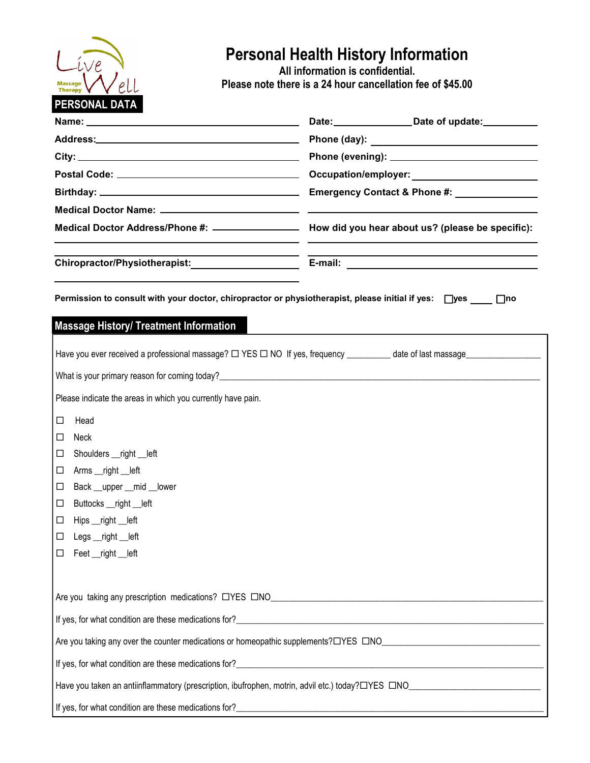Live Well Massage Therapy

# Personal Health History Information

**All information is confidential.**
**Please note there is a 24 hour cancellation fee of $45.00**

## PERSONAL DATA

**Name:** ____________________

**Address:** ____________________

**City:** ____________________

**Postal Code:** ____________________

**Birthday:** ____________________

**Medical Doctor Name:** ____________________

**Medical Doctor Address/Phone #:** ____________________

____________________

**Chiropractor/Physiotherapist:** ____________________

____________________

**Date:** __________ **Date of update:** __________

**Phone (day):** ____________________

**Phone (evening):** ____________________

**Occupation/employer:** ____________________

**Emergency Contact & Phone #:** ____________________

____________________

**How did you hear about us? (please be specific):**

____________________

____________________

**E-mail:** ____________________

**Permission to consult with your doctor, chiropractor or physiotherapist, please initial if yes:** ☐yes ____ ☐no

## Massage History/ Treatment Information

Have you ever received a professional massage? ☐ YES ☐ NO If yes, frequency __________ date of last massage__________

What is your primary reason for coming today?____________________

Please indicate the areas in which you currently have pain.

- ☐ Head
- ☐ Neck
- ☐ Shoulders __right __left
- ☐ Arms __right __left
- ☐ Back __upper __mid __lower
- ☐ Buttocks __right __left
- ☐ Hips __right __left
- ☐ Legs __right __left
- ☐ Feet __right __left

Are you taking any prescription medications? ☐YES ☐NO____________________

If yes, for what condition are these medications for?____________________

Are you taking any over the counter medications or homeopathic supplements?☐YES ☐NO____________________

If yes, for what condition are these medications for?____________________

Have you taken an antiinflammatory (prescription, ibufrophen, motrin, advil etc.) today?☐YES ☐NO____________________

If yes, for what condition are these medications for?____________________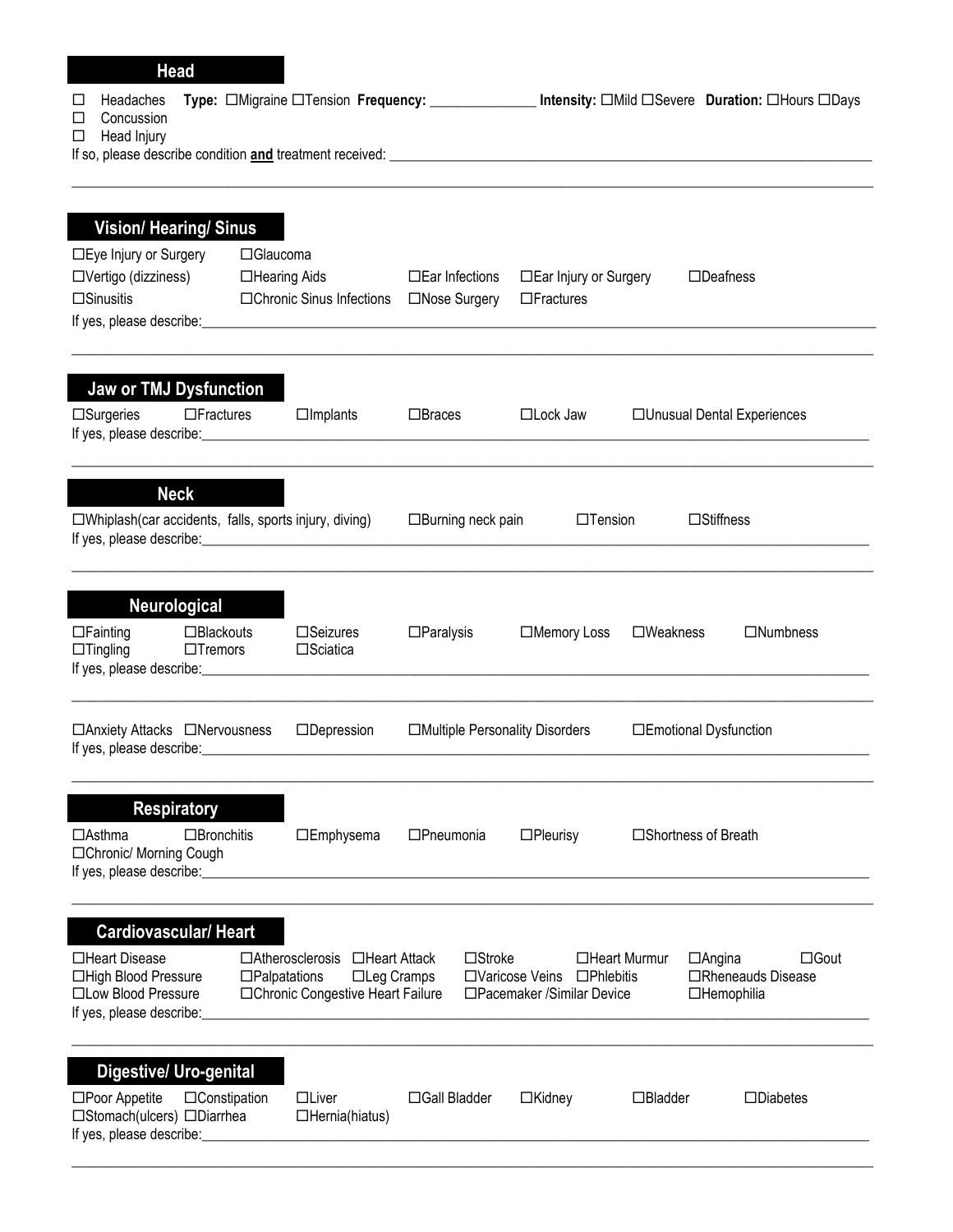## Head

- ☐ Headaches **Type:** ☐Migraine ☐Tension **Frequency:** _______________ **Intensity:** ☐Mild ☐Severe **Duration:** ☐Hours ☐Days
- ☐ Concussion
- ☐ Head Injury

If so, please describe condition **and** treatment received: ______________________________________________________________

______________________________________________________________________________________________

## Vision/ Hearing/ Sinus

☐Eye Injury or Surgery ☐Glaucoma
☐Vertigo (dizziness) ☐Hearing Aids ☐Ear Infections ☐Ear Injury or Surgery ☐Deafness
☐Sinusitis ☐Chronic Sinus Infections ☐Nose Surgery ☐Fractures

If yes, please describe:______________________________________________________________

______________________________________________________________________________________________

## Jaw or TMJ Dysfunction

☐Surgeries ☐Fractures ☐Implants ☐Braces ☐Lock Jaw ☐Unusual Dental Experiences

If yes, please describe:______________________________________________________________

______________________________________________________________________________________________

## Neck

☐Whiplash(car accidents, falls, sports injury, diving) ☐Burning neck pain ☐Tension ☐Stiffness

If yes, please describe:______________________________________________________________

______________________________________________________________________________________________

## Neurological

☐Fainting ☐Blackouts ☐Seizures ☐Paralysis ☐Memory Loss ☐Weakness ☐Numbness
☐Tingling ☐Tremors ☐Sciatica

If yes, please describe:______________________________________________________________

______________________________________________________________________________________________

☐Anxiety Attacks ☐Nervousness ☐Depression ☐Multiple Personality Disorders ☐Emotional Dysfunction

If yes, please describe:______________________________________________________________

______________________________________________________________________________________________

## Respiratory

☐Asthma ☐Bronchitis ☐Emphysema ☐Pneumonia ☐Pleurisy ☐Shortness of Breath
☐Chronic/ Morning Cough

If yes, please describe:______________________________________________________________

______________________________________________________________________________________________

## Cardiovascular/ Heart

☐Heart Disease ☐Atherosclerosis ☐Heart Attack ☐Stroke ☐Heart Murmur ☐Angina ☐Gout
☐High Blood Pressure ☐Palpatations ☐Leg Cramps ☐Varicose Veins ☐Phlebitis ☐Rheneauds Disease
☐Low Blood Pressure ☐Chronic Congestive Heart Failure ☐Pacemaker /Similar Device ☐Hemophilia

If yes, please describe:______________________________________________________________

______________________________________________________________________________________________

## Digestive/ Uro-genital

☐Poor Appetite ☐Constipation ☐Liver ☐Gall Bladder ☐Kidney ☐Bladder ☐Diabetes
☐Stomach(ulcers) ☐Diarrhea ☐Hernia(hiatus)

If yes, please describe:______________________________________________________________

______________________________________________________________________________________________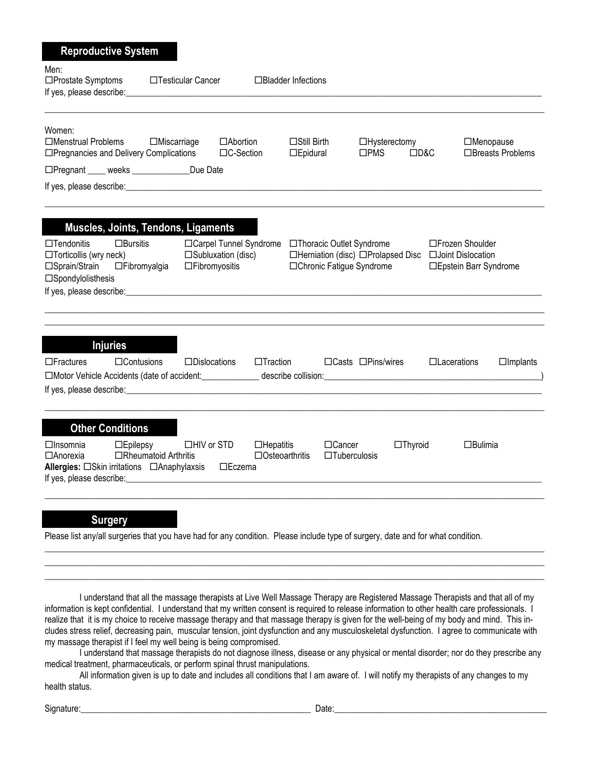## Reproductive System

Men:

☐Prostate Symptoms ☐Testicular Cancer ☐Bladder Infections

If yes, please describe:\_\_\_\_\_\_\_\_\_\_\_\_\_\_\_\_\_\_\_\_\_\_\_\_\_\_\_\_\_\_\_\_\_\_\_\_\_\_\_\_\_\_\_\_\_\_\_\_\_\_\_\_\_\_\_\_\_\_\_\_\_\_\_\_\_\_\_\_\_\_\_\_\_\_\_\_\_\_\_\_\_\_

\_\_\_\_\_\_\_\_\_\_\_\_\_\_\_\_\_\_\_\_\_\_\_\_\_\_\_\_\_\_\_\_\_\_\_\_\_\_\_\_\_\_\_\_\_\_\_\_\_\_\_\_\_\_\_\_\_\_\_\_\_\_\_\_\_\_\_\_\_\_\_\_\_\_\_\_\_\_\_\_\_\_\_\_\_\_\_\_\_\_\_\_\_\_\_\_\_\_\_\_\_\_\_\_

Women:

☐Menstrual Problems ☐Miscarriage ☐Abortion ☐Still Birth ☐Hysterectomy ☐Menopause

☐Pregnancies and Delivery Complications ☐C-Section ☐Epidural ☐PMS ☐D&C ☐Breasts Problems

☐Pregnant \_\_\_\_ weeks \_\_\_\_\_\_\_\_\_\_\_\_\_Due Date

If yes, please describe:\_\_\_\_\_\_\_\_\_\_\_\_\_\_\_\_\_\_\_\_\_\_\_\_\_\_\_\_\_\_\_\_\_\_\_\_\_\_\_\_\_\_\_\_\_\_\_\_\_\_\_\_\_\_\_\_\_\_\_\_\_\_\_\_\_\_\_\_\_\_\_\_\_\_\_\_\_\_\_\_\_\_

\_\_\_\_\_\_\_\_\_\_\_\_\_\_\_\_\_\_\_\_\_\_\_\_\_\_\_\_\_\_\_\_\_\_\_\_\_\_\_\_\_\_\_\_\_\_\_\_\_\_\_\_\_\_\_\_\_\_\_\_\_\_\_\_\_\_\_\_\_\_\_\_\_\_\_\_\_\_\_\_\_\_\_\_\_\_\_\_\_\_\_\_\_\_\_\_\_\_\_\_\_\_\_\_

## Muscles, Joints, Tendons, Ligaments

☐Tendonitis ☐Bursitis ☐Carpel Tunnel Syndrome ☐Thoracic Outlet Syndrome ☐Frozen Shoulder

☐Torticollis (wry neck) ☐Subluxation (disc) ☐Herniation (disc) ☐Prolapsed Disc ☐Joint Dislocation

☐Sprain/Strain ☐Fibromyalgia ☐Fibromyositis ☐Chronic Fatigue Syndrome ☐Epstein Barr Syndrome

☐Spondylolisthesis

If yes, please describe:\_\_\_\_\_\_\_\_\_\_\_\_\_\_\_\_\_\_\_\_\_\_\_\_\_\_\_\_\_\_\_\_\_\_\_\_\_\_\_\_\_\_\_\_\_\_\_\_\_\_\_\_\_\_\_\_\_\_\_\_\_\_\_\_\_\_\_\_\_\_\_\_\_\_\_\_\_\_\_\_\_\_

\_\_\_\_\_\_\_\_\_\_\_\_\_\_\_\_\_\_\_\_\_\_\_\_\_\_\_\_\_\_\_\_\_\_\_\_\_\_\_\_\_\_\_\_\_\_\_\_\_\_\_\_\_\_\_\_\_\_\_\_\_\_\_\_\_\_\_\_\_\_\_\_\_\_\_\_\_\_\_\_\_\_\_\_\_\_\_\_\_\_\_\_\_\_\_\_\_\_\_\_\_\_\_\_

\_\_\_\_\_\_\_\_\_\_\_\_\_\_\_\_\_\_\_\_\_\_\_\_\_\_\_\_\_\_\_\_\_\_\_\_\_\_\_\_\_\_\_\_\_\_\_\_\_\_\_\_\_\_\_\_\_\_\_\_\_\_\_\_\_\_\_\_\_\_\_\_\_\_\_\_\_\_\_\_\_\_\_\_\_\_\_\_\_\_\_\_\_\_\_\_\_\_\_\_\_\_\_\_

## Injuries

☐Fractures ☐Contusions ☐Dislocations ☐Traction ☐Casts ☐Pins/wires ☐Lacerations ☐Implants

☐Motor Vehicle Accidents (date of accident:\_\_\_\_\_\_\_\_\_\_\_\_\_ describe collision:\_\_\_\_\_\_\_\_\_\_\_\_\_\_\_\_\_\_\_\_\_\_\_\_\_\_\_\_\_\_\_\_\_\_\_\_\_\_\_\_\_\_\_\_\_\_\_\_)

If yes, please describe:\_\_\_\_\_\_\_\_\_\_\_\_\_\_\_\_\_\_\_\_\_\_\_\_\_\_\_\_\_\_\_\_\_\_\_\_\_\_\_\_\_\_\_\_\_\_\_\_\_\_\_\_\_\_\_\_\_\_\_\_\_\_\_\_\_\_\_\_\_\_\_\_\_\_\_\_\_\_\_\_\_\_

\_\_\_\_\_\_\_\_\_\_\_\_\_\_\_\_\_\_\_\_\_\_\_\_\_\_\_\_\_\_\_\_\_\_\_\_\_\_\_\_\_\_\_\_\_\_\_\_\_\_\_\_\_\_\_\_\_\_\_\_\_\_\_\_\_\_\_\_\_\_\_\_\_\_\_\_\_\_\_\_\_\_\_\_\_\_\_\_\_\_\_\_\_\_\_\_\_\_\_\_\_\_\_\_

## Other Conditions

☐Insomnia ☐Epilepsy ☐HIV or STD ☐Hepatitis ☐Cancer ☐Thyroid ☐Bulimia

☐Anorexia ☐Rheumatoid Arthritis ☐Osteoarthritis ☐Tuberculosis

**Allergies:** ☐Skin irritations ☐Anaphylaxsis ☐Eczema

If yes, please describe:\_\_\_\_\_\_\_\_\_\_\_\_\_\_\_\_\_\_\_\_\_\_\_\_\_\_\_\_\_\_\_\_\_\_\_\_\_\_\_\_\_\_\_\_\_\_\_\_\_\_\_\_\_\_\_\_\_\_\_\_\_\_\_\_\_\_\_\_\_\_\_\_\_\_\_\_\_\_\_\_\_\_

\_\_\_\_\_\_\_\_\_\_\_\_\_\_\_\_\_\_\_\_\_\_\_\_\_\_\_\_\_\_\_\_\_\_\_\_\_\_\_\_\_\_\_\_\_\_\_\_\_\_\_\_\_\_\_\_\_\_\_\_\_\_\_\_\_\_\_\_\_\_\_\_\_\_\_\_\_\_\_\_\_\_\_\_\_\_\_\_\_\_\_\_\_\_\_\_\_\_\_\_\_\_\_\_

## Surgery

Please list any/all surgeries that you have had for any condition. Please include type of surgery, date and for what condition.

\_\_\_\_\_\_\_\_\_\_\_\_\_\_\_\_\_\_\_\_\_\_\_\_\_\_\_\_\_\_\_\_\_\_\_\_\_\_\_\_\_\_\_\_\_\_\_\_\_\_\_\_\_\_\_\_\_\_\_\_\_\_\_\_\_\_\_\_\_\_\_\_\_\_\_\_\_\_\_\_\_\_\_\_\_\_\_\_\_\_\_\_\_\_\_\_\_\_\_\_\_\_\_\_

\_\_\_\_\_\_\_\_\_\_\_\_\_\_\_\_\_\_\_\_\_\_\_\_\_\_\_\_\_\_\_\_\_\_\_\_\_\_\_\_\_\_\_\_\_\_\_\_\_\_\_\_\_\_\_\_\_\_\_\_\_\_\_\_\_\_\_\_\_\_\_\_\_\_\_\_\_\_\_\_\_\_\_\_\_\_\_\_\_\_\_\_\_\_\_\_\_\_\_\_\_\_\_\_

\_\_\_\_\_\_\_\_\_\_\_\_\_\_\_\_\_\_\_\_\_\_\_\_\_\_\_\_\_\_\_\_\_\_\_\_\_\_\_\_\_\_\_\_\_\_\_\_\_\_\_\_\_\_\_\_\_\_\_\_\_\_\_\_\_\_\_\_\_\_\_\_\_\_\_\_\_\_\_\_\_\_\_\_\_\_\_\_\_\_\_\_\_\_\_\_\_\_\_\_\_\_\_\_

I understand that all the massage therapists at Live Well Massage Therapy are Registered Massage Therapists and that all of my information is kept confidential. I understand that my written consent is required to release information to other health care professionals. I realize that it is my choice to receive massage therapy and that massage therapy is given for the well-being of my body and mind. This includes stress relief, decreasing pain, muscular tension, joint dysfunction and any musculoskeletal dysfunction. I agree to communicate with my massage therapist if I feel my well being is being compromised.

I understand that massage therapists do not diagnose illness, disease or any physical or mental disorder; nor do they prescribe any medical treatment, pharmaceuticals, or perform spinal thrust manipulations.

All information given is up to date and includes all conditions that I am aware of. I will notify my therapists of any changes to my health status.

Signature:\_\_\_\_\_\_\_\_\_\_\_\_\_\_\_\_\_\_\_\_\_\_\_\_\_\_\_\_\_\_\_\_\_\_\_\_\_\_\_\_\_\_\_\_\_\_\_\_\_\_\_\_ Date:\_\_\_\_\_\_\_\_\_\_\_\_\_\_\_\_\_\_\_\_\_\_\_\_\_\_\_\_\_\_\_\_\_\_\_\_\_\_\_\_\_\_\_\_\_\_\_\_